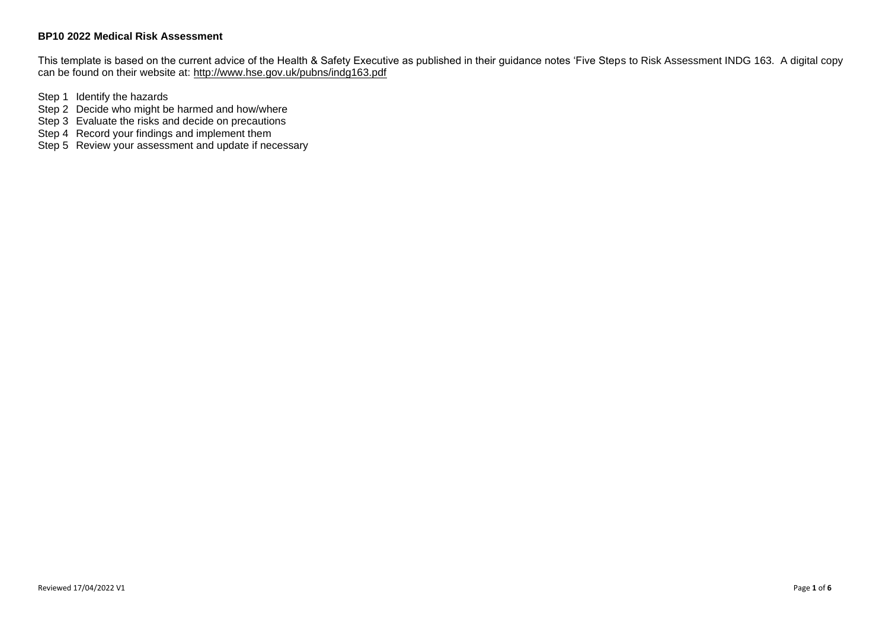**BP10 2022 Medical Risk Assessment**

This template is based on the current advice of the Health & Safety Executive as published in their guidance notes 'Five Steps to Risk Assessment INDG 163. A digital copy can be found on their website at: http://www.hse.gov.uk/pubns/indg163.pdf

Step 1 Identify the hazards
Step 2 Decide who might be harmed and how/where
Step 3 Evaluate the risks and decide on precautions
Step 4 Record your findings and implement them
Step 5 Review your assessment and update if necessary

Reviewed 17/04/2022 V1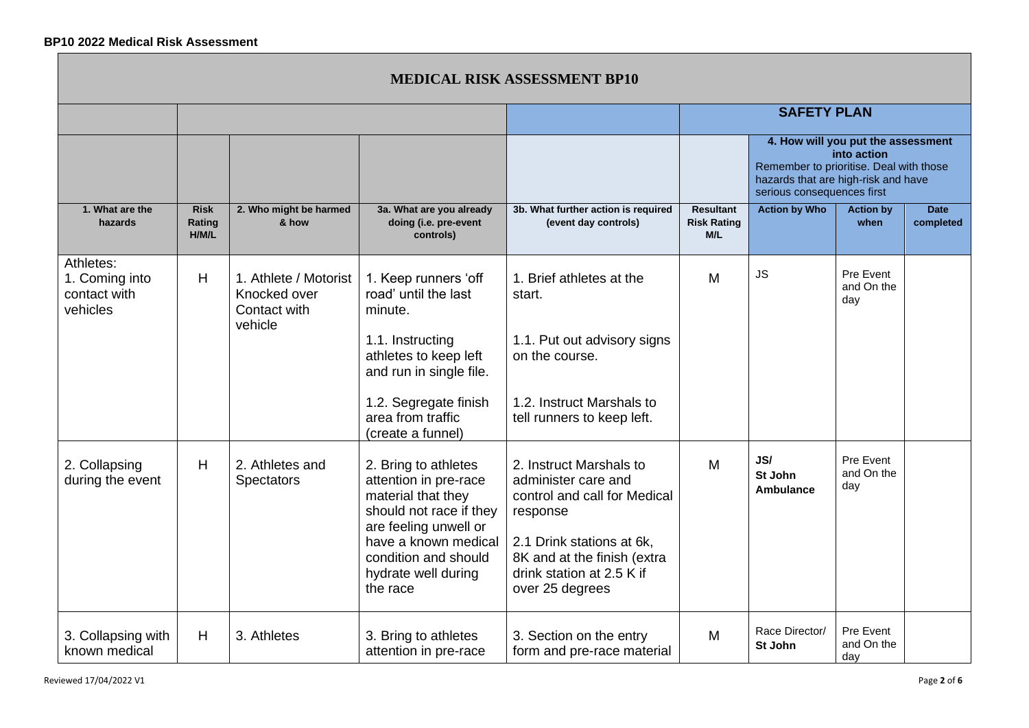## BP10 2022 Medical Risk Assessment

| MEDICAL RISK ASSESSMENT BP10 | | | | | | | | |
|---|---|---|---|---|---|---|---|---|
| | | | | | SAFETY PLAN | | | |
| | | | | | | 4. How will you put the assessment into action<br>Remember to prioritise. Deal with those hazards that are high-risk and have serious consequences first | | |
| 1. What are the hazards | Risk Rating H/M/L | 2. Who might be harmed & how | 3a. What are you already doing (i.e. pre-event controls) | 3b. What further action is required (event day controls) | Resultant Risk Rating M/L | Action by Who | Action by when | Date completed |
| Athletes:<br>1. Coming into contact with vehicles | H | 1. Athlete / Motorist Knocked over Contact with vehicle | 1. Keep runners 'off road' until the last minute.<br><br>1.1. Instructing athletes to keep left and run in single file.<br><br>1.2. Segregate finish area from traffic (create a funnel) | 1. Brief athletes at the start.<br><br>1.1. Put out advisory signs on the course.<br><br>1.2. Instruct Marshals to tell runners to keep left. | M | JS | Pre Event and On the day | |
| 2. Collapsing during the event | H | 2. Athletes and Spectators | 2. Bring to athletes attention in pre-race material that they should not race if they are feeling unwell or have a known medical condition and should hydrate well during the race | 2. Instruct Marshals to administer care and control and call for Medical response<br><br>2.1 Drink stations at 6k, 8K and at the finish (extra drink station at 2.5 K if over 25 degrees | M | **JS/ St John Ambulance** | Pre Event and On the day | |
| 3. Collapsing with known medical | H | 3. Athletes | 3. Bring to athletes attention in pre-race | 3. Section on the entry form and pre-race material | M | Race Director/ **St John** | Pre Event and On the day | |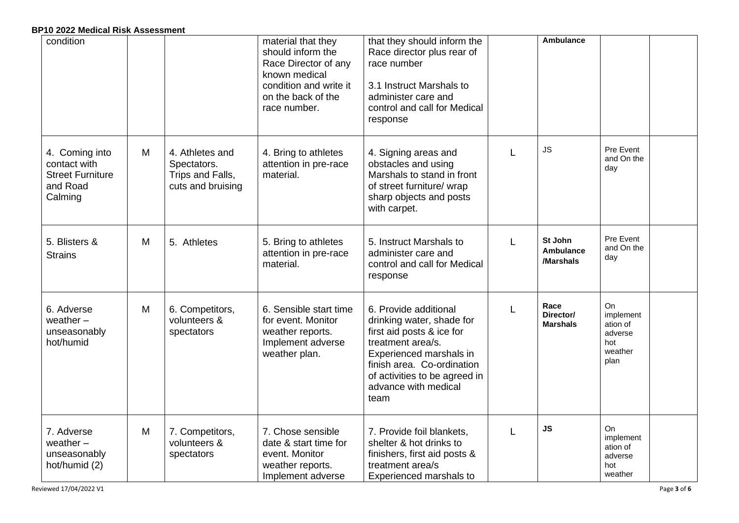| condition | | | material that they should inform the Race Director of any known medical condition and write it on the back of the race number. | that they should inform the Race director plus rear of race number<br><br>3.1 Instruct Marshals to administer care and control and call for Medical response | | **Ambulance** | | |
|---|---|---|---|---|---|---|---|---|
| 4. Coming into contact with Street Furniture and Road Calming | M | 4. Athletes and Spectators. Trips and Falls, cuts and bruising | 4. Bring to athletes attention in pre-race material. | 4. Signing areas and obstacles and using Marshals to stand in front of street furniture/ wrap sharp objects and posts with carpet. | L | JS | Pre Event and On the day | |
| 5. Blisters & Strains | M | 5. Athletes | 5. Bring to athletes attention in pre-race material. | 5. Instruct Marshals to administer care and control and call for Medical response | L | **St John Ambulance /Marshals** | Pre Event and On the day | |
| 6. Adverse weather – unseasonably hot/humid | M | 6. Competitors, volunteers & spectators | 6. Sensible start time for event. Monitor weather reports. Implement adverse weather plan. | 6. Provide additional drinking water, shade for first aid posts & ice for treatment area/s. Experienced marshals in finish area. Co-ordination of activities to be agreed in advance with medical team | L | **Race Director/ Marshals** | On implementation of adverse hot weather plan | |
| 7. Adverse weather – unseasonably hot/humid (2) | M | 7. Competitors, volunteers & spectators | 7. Chose sensible date & start time for event. Monitor weather reports. Implement adverse | 7. Provide foil blankets, shelter & hot drinks to finishers, first aid posts & treatment area/s Experienced marshals to | L | **JS** | On implementation of adverse hot weather | |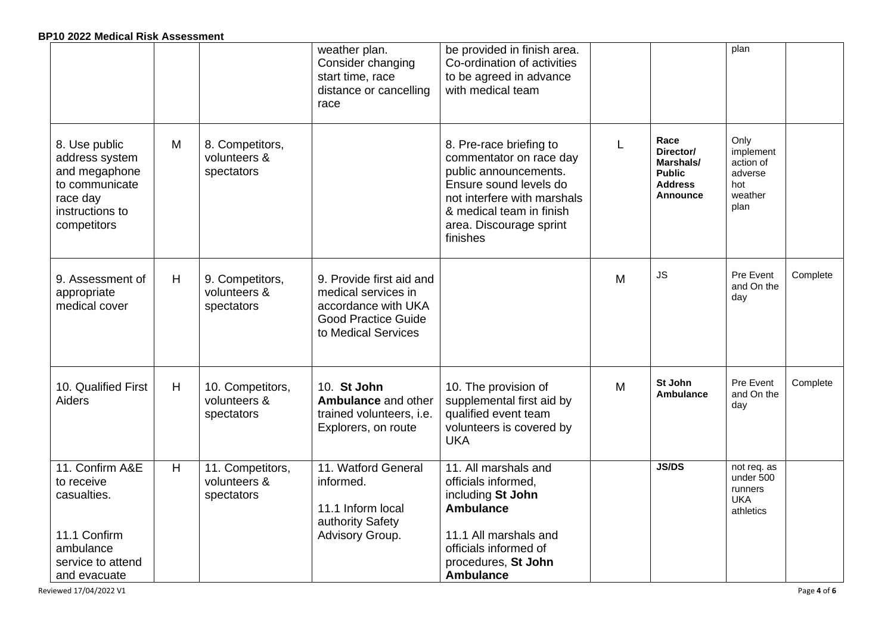| | | | weather plan. Consider changing start time, race distance or cancelling race | be provided in finish area. Co-ordination of activities to be agreed in advance with medical team | | | plan | |
|---|---|---|---|---|---|---|---|---|
| 8. Use public address system and megaphone to communicate race day instructions to competitors | M | 8. Competitors, volunteers & spectators | | 8. Pre-race briefing to commentator on race day public announcements. Ensure sound levels do not interfere with marshals & medical team in finish area. Discourage sprint finishes | L | **Race Director/ Marshals/ Public Address Announce** | Only implement action of adverse hot weather plan | |
| 9. Assessment of appropriate medical cover | H | 9. Competitors, volunteers & spectators | 9. Provide first aid and medical services in accordance with UKA Good Practice Guide to Medical Services | | M | JS | Pre Event and On the day | Complete |
| 10. Qualified First Aiders | H | 10. Competitors, volunteers & spectators | 10. **St John Ambulance** and other trained volunteers, i.e. Explorers, on route | 10. The provision of supplemental first aid by qualified event team volunteers is covered by UKA | M | **St John Ambulance** | Pre Event and On the day | Complete |
| 11. Confirm A&E to receive casualties.<br><br>11.1 Confirm ambulance service to attend and evacuate | H | 11. Competitors, volunteers & spectators | 11. Watford General informed.<br><br>11.1 Inform local authority Safety Advisory Group. | 11. All marshals and officials informed, including **St John Ambulance**<br><br>11.1 All marshals and officials informed of procedures, **St John Ambulance** | | **JS/DS** | not req. as under 500 runners UKA athletics | |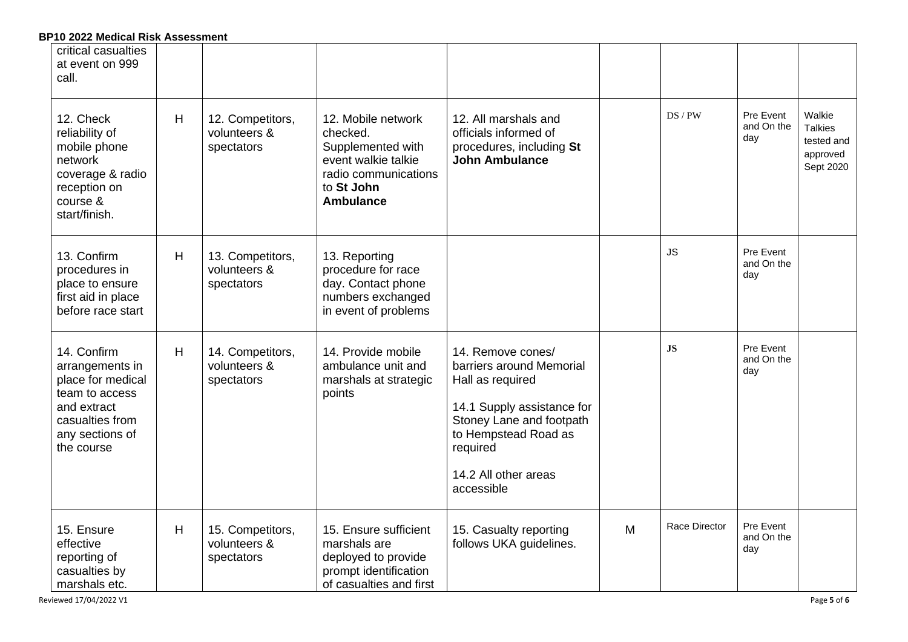| | | | | | | | | |
|---|---|---|---|---|---|---|---|---|
| critical casualties at event on 999 call. | | | | | | | | |
| 12. Check reliability of mobile phone network coverage & radio reception on course & start/finish. | H | 12. Competitors, volunteers & spectators | 12. Mobile network checked. Supplemented with event walkie talkie radio communications to **St John Ambulance** | 12. All marshals and officials informed of procedures, including **St John Ambulance** | | DS / PW | Pre Event and On the day | Walkie Talkies tested and approved Sept 2020 |
| 13. Confirm procedures in place to ensure first aid in place before race start | H | 13. Competitors, volunteers & spectators | 13. Reporting procedure for race day. Contact phone numbers exchanged in event of problems | | | JS | Pre Event and On the day | |
| 14. Confirm arrangements in place for medical team to access and extract casualties from any sections of the course | H | 14. Competitors, volunteers & spectators | 14. Provide mobile ambulance unit and marshals at strategic points | 14. Remove cones/ barriers around Memorial Hall as required<br><br>14.1 Supply assistance for Stoney Lane and footpath to Hempstead Road as required<br><br>14.2 All other areas accessible | | **JS** | Pre Event and On the day | |
| 15. Ensure effective reporting of casualties by marshals etc. | H | 15. Competitors, volunteers & spectators | 15. Ensure sufficient marshals are deployed to provide prompt identification of casualties and first | 15. Casualty reporting follows UKA guidelines. | M | Race Director | Pre Event and On the day | |

Reviewed 17/04/2022 V1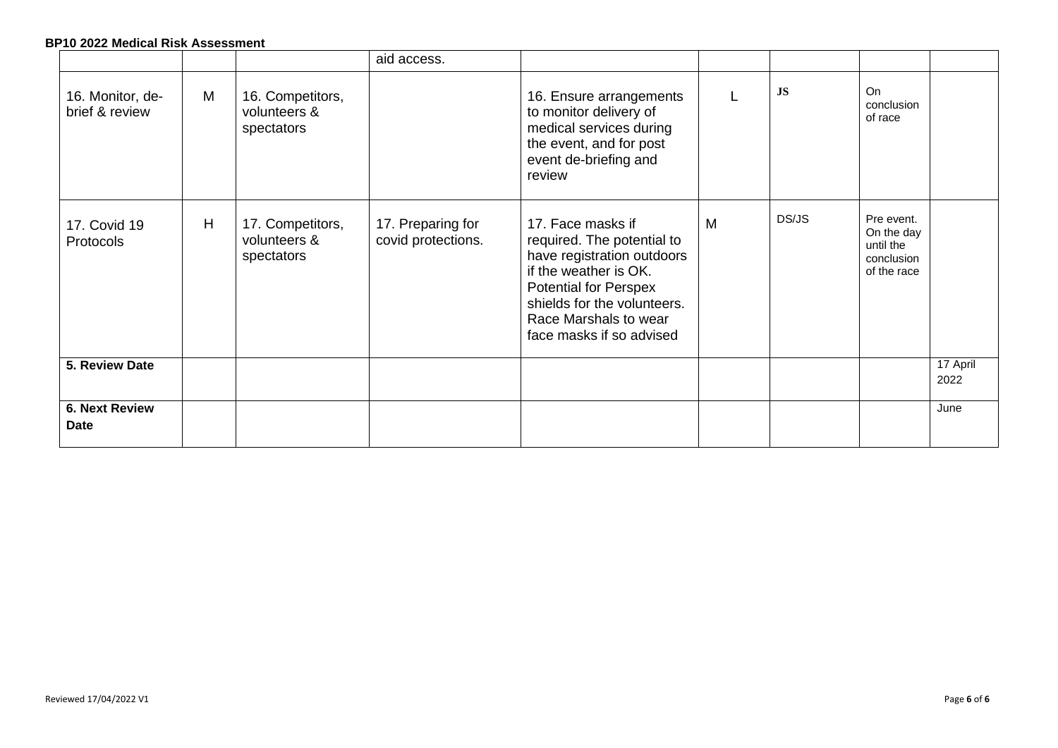| | | | | | | | | |
|---|---|---|---|---|---|---|---|---|
| | | | aid access. | | | | | |
| 16. Monitor, de-brief & review | M | 16. Competitors, volunteers & spectators | | 16. Ensure arrangements to monitor delivery of medical services during the event, and for post event de-briefing and review | L | JS | On conclusion of race | |
| 17. Covid 19 Protocols | H | 17. Competitors, volunteers & spectators | 17. Preparing for covid protections. | 17. Face masks if required. The potential to have registration outdoors if the weather is OK. Potential for Perspex shields for the volunteers. Race Marshals to wear face masks if so advised | M | DS/JS | Pre event. On the day until the conclusion of the race | |
| **5. Review Date** | | | | | | | | 17 April 2022 |
| **6. Next Review Date** | | | | | | | | June |